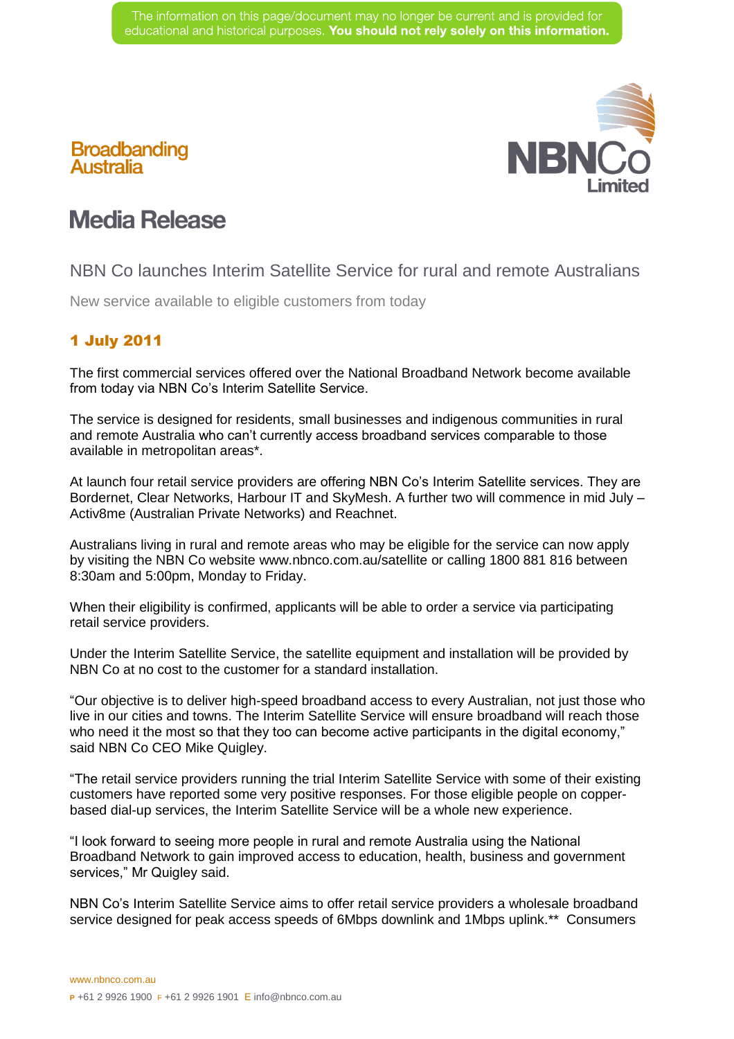The information on this page/document may no longer be current and is provided for educational and historical purposes. **You should not rely solely on this information.**

Broadbanding Australia

NBNCo Limited

# Media Release

## NBN Co launches Interim Satellite Service for rural and remote Australians

New service available to eligible customers from today

### 1 July 2011

The first commercial services offered over the National Broadband Network become available from today via NBN Co's Interim Satellite Service.

The service is designed for residents, small businesses and indigenous communities in rural and remote Australia who can't currently access broadband services comparable to those available in metropolitan areas*.

At launch four retail service providers are offering NBN Co's Interim Satellite services. They are Bordernet, Clear Networks, Harbour IT and SkyMesh. A further two will commence in mid July – Activ8me (Australian Private Networks) and Reachnet.

Australians living in rural and remote areas who may be eligible for the service can now apply by visiting the NBN Co website www.nbnco.com.au/satellite or calling 1800 881 816 between 8:30am and 5:00pm, Monday to Friday.

When their eligibility is confirmed, applicants will be able to order a service via participating retail service providers.

Under the Interim Satellite Service, the satellite equipment and installation will be provided by NBN Co at no cost to the customer for a standard installation.

"Our objective is to deliver high-speed broadband access to every Australian, not just those who live in our cities and towns. The Interim Satellite Service will ensure broadband will reach those who need it the most so that they too can become active participants in the digital economy," said NBN Co CEO Mike Quigley.

"The retail service providers running the trial Interim Satellite Service with some of their existing customers have reported some very positive responses. For those eligible people on copper-based dial-up services, the Interim Satellite Service will be a whole new experience.

"I look forward to seeing more people in rural and remote Australia using the National Broadband Network to gain improved access to education, health, business and government services," Mr Quigley said.

NBN Co's Interim Satellite Service aims to offer retail service providers a wholesale broadband service designed for peak access speeds of 6Mbps downlink and 1Mbps uplink.** Consumers

www.nbnco.com.au

P +61 2 9926 1900 F +61 2 9926 1901 E info@nbnco.com.au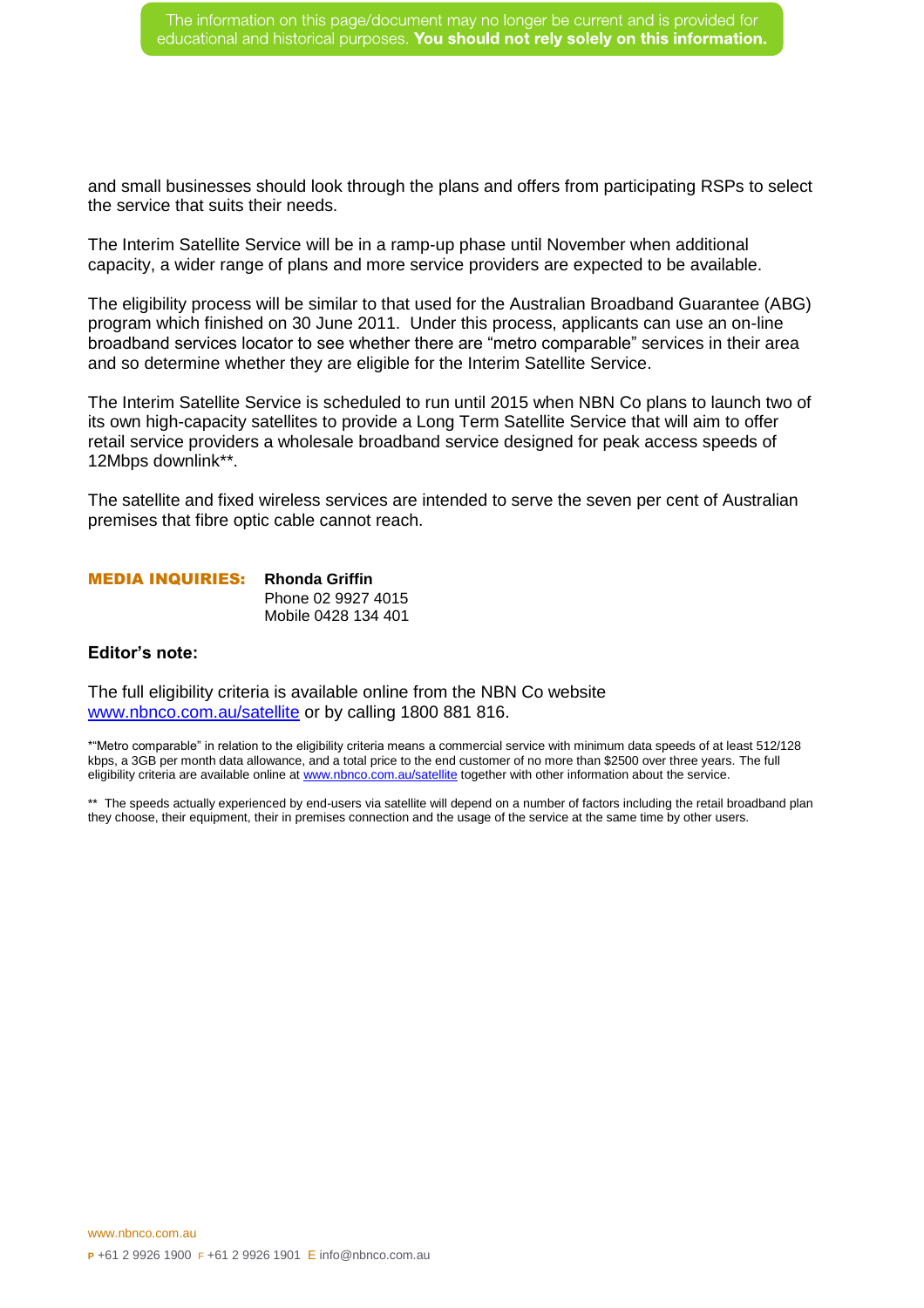and small businesses should look through the plans and offers from participating RSPs to select the service that suits their needs.

The Interim Satellite Service will be in a ramp-up phase until November when additional capacity, a wider range of plans and more service providers are expected to be available.

The eligibility process will be similar to that used for the Australian Broadband Guarantee (ABG) program which finished on 30 June 2011. Under this process, applicants can use an on-line broadband services locator to see whether there are "metro comparable" services in their area and so determine whether they are eligible for the Interim Satellite Service.

The Interim Satellite Service is scheduled to run until 2015 when NBN Co plans to launch two of its own high-capacity satellites to provide a Long Term Satellite Service that will aim to offer retail service providers a wholesale broadband service designed for peak access speeds of 12Mbps downlink**.

The satellite and fixed wireless services are intended to serve the seven per cent of Australian premises that fibre optic cable cannot reach.

**MEDIA INQUIRIES:** **Rhonda Griffin**
Phone 02 9927 4015
Mobile 0428 134 401

**Editor's note:**

The full eligibility criteria is available online from the NBN Co website www.nbnco.com.au/satellite or by calling 1800 881 816.

*"Metro comparable" in relation to the eligibility criteria means a commercial service with minimum data speeds of at least 512/128 kbps, a 3GB per month data allowance, and a total price to the end customer of no more than $2500 over three years. The full eligibility criteria are available online at www.nbnco.com.au/satellite together with other information about the service.

** The speeds actually experienced by end-users via satellite will depend on a number of factors including the retail broadband plan they choose, their equipment, their in premises connection and the usage of the service at the same time by other users.